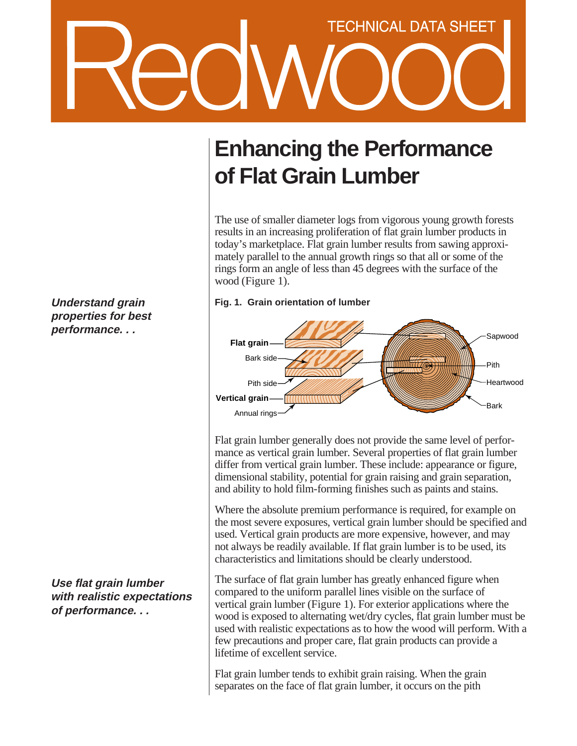# Redwood

TECHNICAL DATA SHEET

## Enhancing the Performance of Flat Grain Lumber

*Understand grain properties for best performance. . .*

The use of smaller diameter logs from vigorous young growth forests results in an increasing proliferation of flat grain lumber products in today's marketplace. Flat grain lumber results from sawing approximately parallel to the annual growth rings so that all or some of the rings form an angle of less than 45 degrees with the surface of the wood (Figure 1).

**Fig. 1. Grain orientation of lumber**

Flat grain lumber generally does not provide the same level of performance as vertical grain lumber. Several properties of flat grain lumber differ from vertical grain lumber. These include: appearance or figure, dimensional stability, potential for grain raising and grain separation, and ability to hold film-forming finishes such as paints and stains.

Where the absolute premium performance is required, for example on the most severe exposures, vertical grain lumber should be specified and used. Vertical grain products are more expensive, however, and may not always be readily available. If flat grain lumber is to be used, its characteristics and limitations should be clearly understood.

*Use flat grain lumber with realistic expectations of performance. . .*

The surface of flat grain lumber has greatly enhanced figure when compared to the uniform parallel lines visible on the surface of vertical grain lumber (Figure 1). For exterior applications where the wood is exposed to alternating wet/dry cycles, flat grain lumber must be used with realistic expectations as to how the wood will perform. With a few precautions and proper care, flat grain products can provide a lifetime of excellent service.

Flat grain lumber tends to exhibit grain raising. When the grain separates on the face of flat grain lumber, it occurs on the pith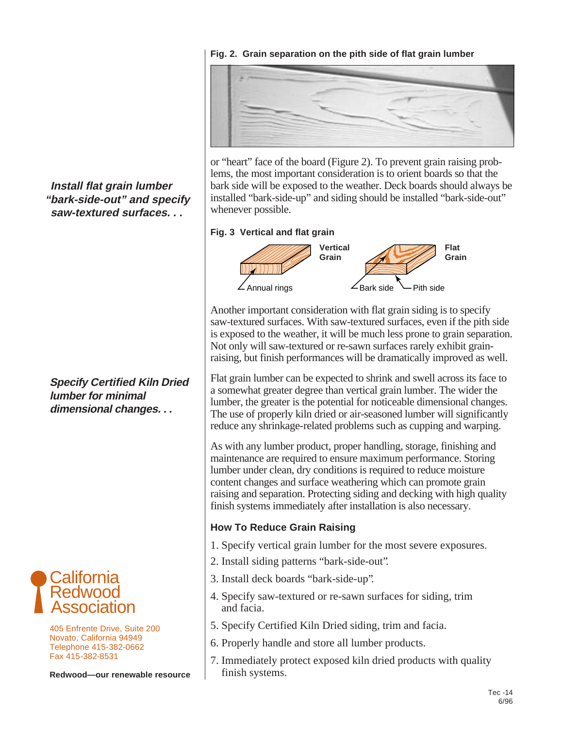**Fig. 2. Grain separation on the pith side of flat grain lumber**

or "heart" face of the board (Figure 2). To prevent grain raising problems, the most important consideration is to orient boards so that the bark side will be exposed to the weather. Deck boards should always be installed "bark-side-up" and siding should be installed "bark-side-out" whenever possible.

***Install flat grain lumber "bark-side-out" and specify saw-textured surfaces. . .***

**Fig. 3 Vertical and flat grain**

Vertical Grain

Flat Grain

Annual rings

Bark side

Pith side

Another important consideration with flat grain siding is to specify saw-textured surfaces. With saw-textured surfaces, even if the pith side is exposed to the weather, it will be much less prone to grain separation. Not only will saw-textured or re-sawn surfaces rarely exhibit grain-raising, but finish performances will be dramatically improved as well.

***Specify Certified Kiln Dried lumber for minimal dimensional changes. . .***

Flat grain lumber can be expected to shrink and swell across its face to a somewhat greater degree than vertical grain lumber. The wider the lumber, the greater is the potential for noticeable dimensional changes. The use of properly kiln dried or air-seasoned lumber will significantly reduce any shrinkage-related problems such as cupping and warping.

As with any lumber product, proper handling, storage, finishing and maintenance are required to ensure maximum performance. Storing lumber under clean, dry conditions is required to reduce moisture content changes and surface weathering which can promote grain raising and separation. Protecting siding and decking with high quality finish systems immediately after installation is also necessary.

### How To Reduce Grain Raising

1. Specify vertical grain lumber for the most severe exposures.
2. Install siding patterns "bark-side-out".
3. Install deck boards "bark-side-up".
4. Specify saw-textured or re-sawn surfaces for siding, trim and facia.
5. Specify Certified Kiln Dried siding, trim and facia.
6. Properly handle and store all lumber products.
7. Immediately protect exposed kiln dried products with quality finish systems.

California Redwood Association

405 Enfrente Drive, Suite 200
Novato, California 94949
Telephone 415-382-0662
Fax 415-382-8531

**Redwood—our renewable resource**

Tec -14
6/96